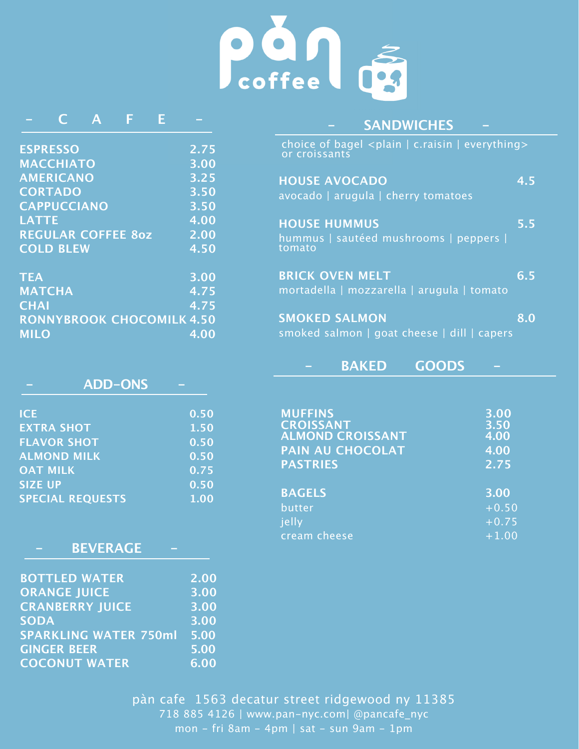# pàn coffee

## – C A F E –

| Item | Price |
|---|---|
| ESPRESSO | 2.75 |
| MACCHIATO | 3.00 |
| AMERICANO | 3.25 |
| CORTADO | 3.50 |
| CAPPUCCIANO | 3.50 |
| LATTE | 4.00 |
| REGULAR COFFEE 8oz | 2.00 |
| COLD BLEW | 4.50 |
| TEA | 3.00 |
| MATCHA | 4.75 |
| CHAI | 4.75 |
| RONNYBROOK CHOCOMILK | 4.50 |
| MILO | 4.00 |

## – ADD-ONS –

| Item | Price |
|---|---|
| ICE | 0.50 |
| EXTRA SHOT | 1.50 |
| FLAVOR SHOT | 0.50 |
| ALMOND MILK | 0.50 |
| OAT MILK | 0.75 |
| SIZE UP | 0.50 |
| SPECIAL REQUESTS | 1.00 |

## – BEVERAGE –

| Item | Price |
|---|---|
| BOTTLED WATER | 2.00 |
| ORANGE JUICE | 3.00 |
| CRANBERRY JUICE | 3.00 |
| SODA | 3.00 |
| SPARKLING WATER 750ml | 5.00 |
| GINGER BEER | 5.00 |
| COCONUT WATER | 6.00 |

## – SANDWICHES –

choice of bagel <plain | c.raisin | everything> or croissants

**HOUSE AVOCADO** 4.5
avocado | arugula | cherry tomatoes

**HOUSE HUMMUS** 5.5
hummus | sautéed mushrooms | peppers | tomato

**BRICK OVEN MELT** 6.5
mortadella | mozzarella | arugula | tomato

**SMOKED SALMON** 8.0
smoked salmon | goat cheese | dill | capers

## – BAKED GOODS –

| Item | Price |
|---|---|
| MUFFINS | 3.00 |
| CROISSANT | 3.50 |
| ALMOND CROISSANT | 4.00 |
| PAIN AU CHOCOLAT | 4.00 |
| PASTRIES | 2.75 |
| BAGELS | 3.00 |
| butter | +0.50 |
| jelly | +0.75 |
| cream cheese | +1.00 |

pàn cafe 1563 decatur street ridgewood ny 11385
718 885 4126 | www.pan-nyc.com| @pancafe_nyc
mon - fri 8am - 4pm | sat - sun 9am - 1pm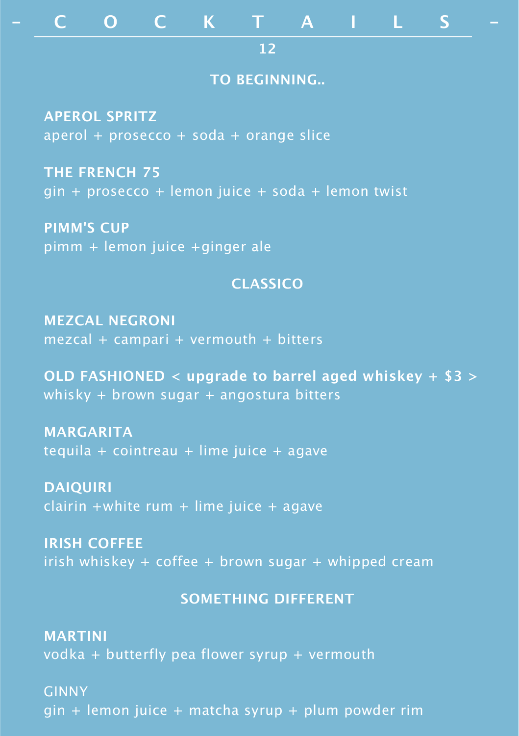# - C O C K T A I L S -

**12**

## TO BEGINNING..

**APEROL SPRITZ**
aperol + prosecco + soda + orange slice

**THE FRENCH 75**
gin + prosecco + lemon juice + soda + lemon twist

**PIMM'S CUP**
pimm + lemon juice +ginger ale

## CLASSICO

**MEZCAL NEGRONI**
mezcal + campari + vermouth + bitters

**OLD FASHIONED < upgrade to barrel aged whiskey + $3 >**
whisky + brown sugar + angostura bitters

**MARGARITA**
tequila + cointreau + lime juice + agave

**DAIQUIRI**
clairin +white rum + lime juice + agave

**IRISH COFFEE**
irish whiskey + coffee + brown sugar + whipped cream

## SOMETHING DIFFERENT

**MARTINI**
vodka + butterfly pea flower syrup + vermouth

GINNY
gin + lemon juice + matcha syrup + plum powder rim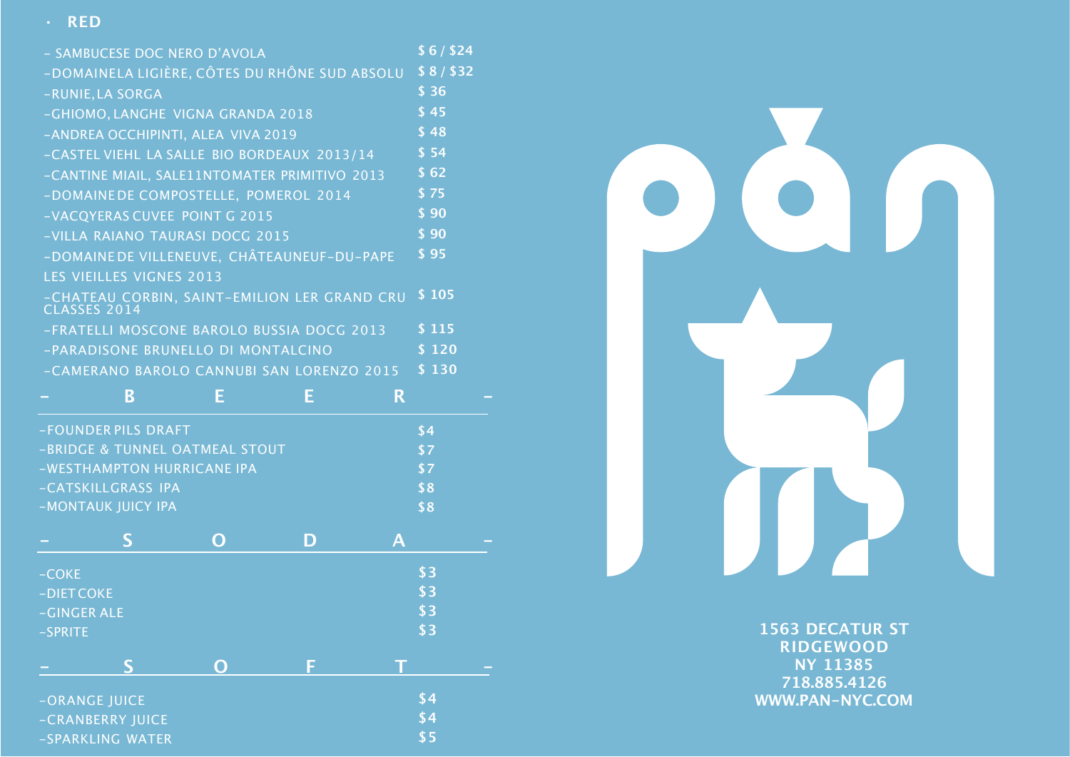## RED

| Wine | Price |
|---|---|
| - SAMBUCESE DOC NERO D'AVOLA | $ 6 / $24 |
| -DOMAINELA LIGIÈRE, CÔTES DU RHÔNE SUD ABSOLU | $ 8 / $32 |
| -RUNIE, LA SORGA | $ 36 |
| -GHIOMO, LANGHE VIGNA GRANDA 2018 | $ 45 |
| -ANDREA OCCHIPINTI, ALEA VIVA 2019 | $ 48 |
| -CASTEL VIEHL LA SALLE BIO BORDEAUX 2013/14 | $ 54 |
| -CANTINE MIAIL, SALE11NTOMATER PRIMITIVO 2013 | $ 62 |
| -DOMAINE DE COMPOSTELLE, POMEROL 2014 | $ 75 |
| -VACQYERAS CUVEE POINT G 2015 | $ 90 |
| -VILLA RAIANO TAURASI DOCG 2015 | $ 90 |
| -DOMAINE DE VILLENEUVE, CHÂTEAUNEUF-DU-PAPE LES VIEILLES VIGNES 2013 | $ 95 |
| -CHATEAU CORBIN, SAINT-EMILION LER GRAND CRU CLASSES 2014 | $ 105 |
| -FRATELLI MOSCONE BAROLO BUSSIA DOCG 2013 | $ 115 |
| -PARADISONE BRUNELLO DI MONTALCINO | $ 120 |
| -CAMERANO BAROLO CANNUBI SAN LORENZO 2015 | $ 130 |

## B E E R

| Beer | Price |
|---|---|
| -FOUNDER PILS DRAFT | $4 |
| -BRIDGE & TUNNEL OATMEAL STOUT | $7 |
| -WESTHAMPTON HURRICANE IPA | $7 |
| -CATSKILLGRASS IPA | $8 |
| -MONTAUK JUICY IPA | $8 |

## S O D A

| Soda | Price |
|---|---|
| -COKE | $3 |
| -DIET COKE | $3 |
| -GINGER ALE | $3 |
| -SPRITE | $3 |

## S O F T

| Soft | Price |
|---|---|
| -ORANGE JUICE | $4 |
| -CRANBERRY JUICE | $4 |
| -SPARKLING WATER | $5 |

**PAN**

1563 DECATUR ST
RIDGEWOOD
NY 11385
718.885.4126
WWW.PAN-NYC.COM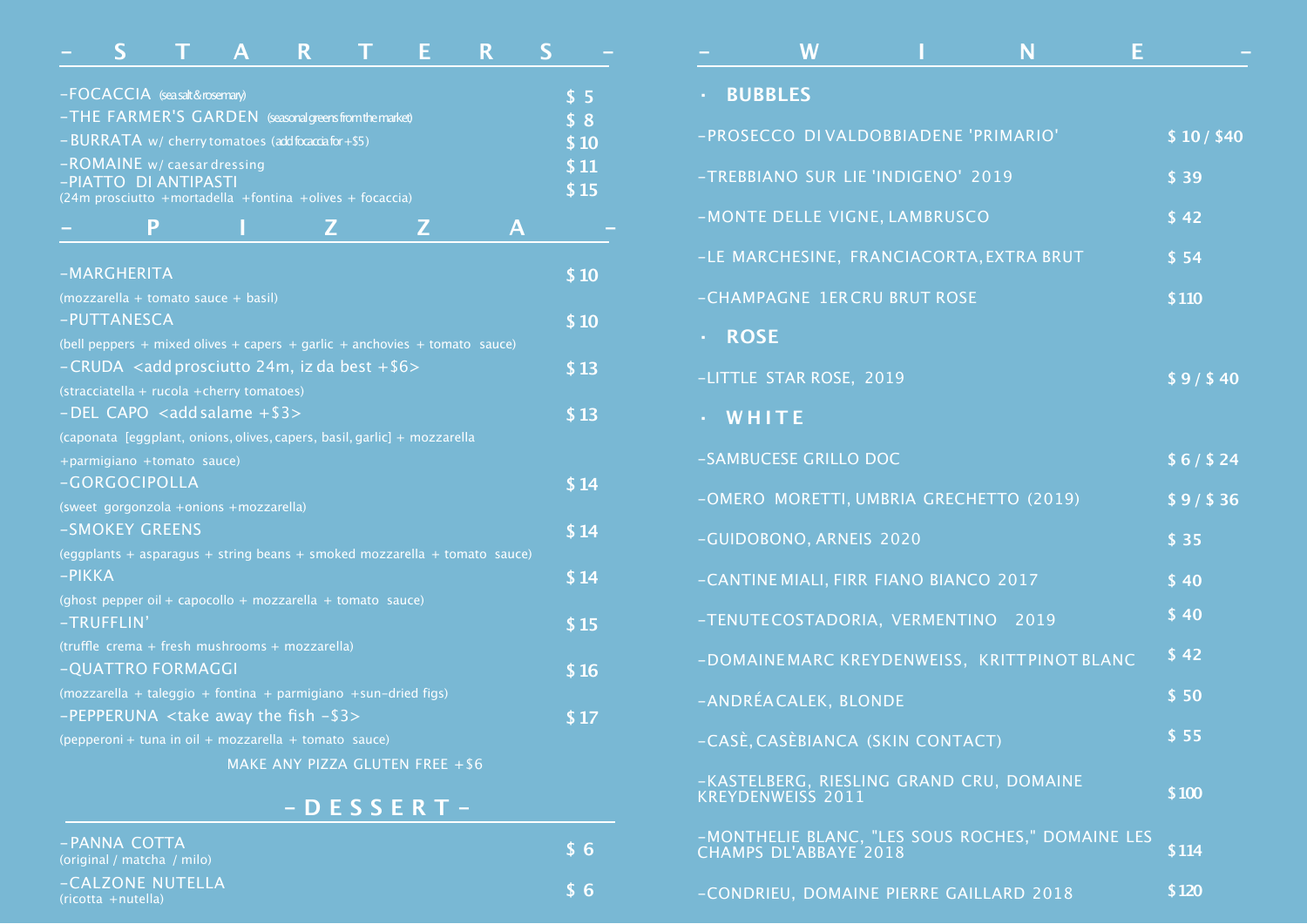## - S T A R T E R S -

-FOCACCIA (sea salt & rosemary) $ 5

-THE FARMER'S GARDEN (seasonal greens from the market) $ 8

-BURRATA w/ cherry tomatoes (add focaccia for +$5) $ 10

-ROMAINE w/ caesar dressing $ 11

-PIATTO DI ANTIPASTI $ 15
(24m prosciutto +mortadella +fontina +olives + focaccia)

## - P I Z Z A -

-MARGHERITA $ 10
(mozzarella + tomato sauce + basil)

-PUTTANESCA $ 10
(bell peppers + mixed olives + capers + garlic + anchovies + tomato sauce)

-CRUDA <add prosciutto 24m, iz da best +$6> $ 13
(stracciatella + rucola +cherry tomatoes)

-DEL CAPO <add salame +$3> $ 13
(caponata [eggplant, onions, olives, capers, basil, garlic] + mozzarella +parmigiano +tomato sauce)

-GORGOCIPOLLA $ 14
(sweet gorgonzola +onions +mozzarella)

-SMOKEY GREENS $ 14
(eggplants + asparagus + string beans + smoked mozzarella + tomato sauce)

-PIKKA $ 14
(ghost pepper oil + capocollo + mozzarella + tomato sauce)

-TRUFFLIN' $ 15
(truffle crema + fresh mushrooms + mozzarella)

-QUATTRO FORMAGGI $ 16
(mozzarella + taleggio + fontina + parmigiano +sun-dried figs)

-PEPPERUNA <take away the fish -$3> $ 17
(pepperoni + tuna in oil + mozzarella + tomato sauce)

MAKE ANY PIZZA GLUTEN FREE +$6

## - D E S S E R T -

-PANNA COTTA $ 6
(original / matcha / milo)

-CALZONE NUTELLA $ 6
(ricotta +nutella)

## - W I N E -

### · BUBBLES

-PROSECCO DI VALDOBBIADENE 'PRIMARIO' $ 10 / $40

-TREBBIANO SUR LIE 'INDIGENO' 2019 $ 39

-MONTE DELLE VIGNE, LAMBRUSCO $ 42

-LE MARCHESINE, FRANCIACORTA, EXTRA BRUT $ 54

-CHAMPAGNE 1ER CRU BRUT ROSE $110

### · ROSE

-LITTLE STAR ROSE, 2019 $ 9 / $ 40

### · WHITE

-SAMBUCESE GRILLO DOC $ 6 / $ 24

-OMERO MORETTI, UMBRIA GRECHETTO (2019) $ 9 / $ 36

-GUIDOBONO, ARNEIS 2020 $ 35

-CANTINE MIALI, FIRR FIANO BIANCO 2017 $ 40

-TENUTE COSTADORIA, VERMENTINO 2019 $ 40

-DOMAINE MARC KREYDENWEISS, KRITT PINOT BLANC $ 42

-ANDRÉA CALEK, BLONDE $ 50

-CASÈ, CASÈBIANCA (SKIN CONTACT) $ 55

-KASTELBERG, RIESLING GRAND CRU, DOMAINE KREYDENWEISS 2011 $100

-MONTHELIE BLANC, "LES SOUS ROCHES," DOMAINE LES CHAMPS DL'ABBAYE 2018 $114

-CONDRIEU, DOMAINE PIERRE GAILLARD 2018 $120